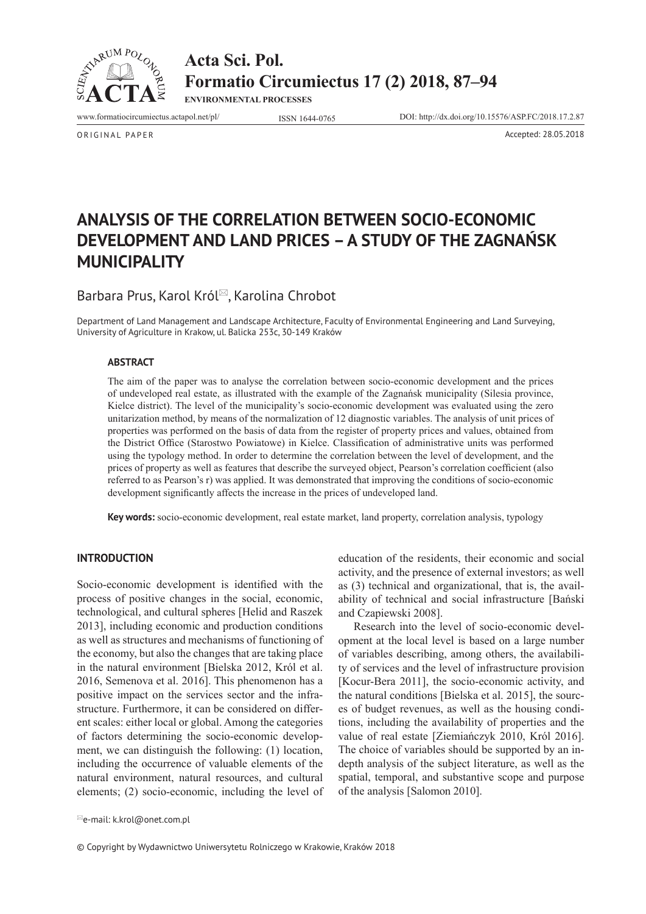ORIGINAL PAPER

Accepted: 28.05.2018

# ANALYSIS OF THE CORRELATION BETWEEN SOCIO-ECONOMIC DEVELOPMENT AND LAND PRICES – A STUDY OF THE ZAGNAŃSK MUNICIPALITY

Barbara Prus, Karol Król✉, Karolina Chrobot

Department of Land Management and Landscape Architecture, Faculty of Environmental Engineering and Land Surveying, University of Agriculture in Krakow, ul. Balicka 253c, 30-149 Kraków

### ABSTRACT

The aim of the paper was to analyse the correlation between socio-economic development and the prices of undeveloped real estate, as illustrated with the example of the Zagnańsk municipality (Silesia province, Kielce district). The level of the municipality's socio-economic development was evaluated using the zero unitarization method, by means of the normalization of 12 diagnostic variables. The analysis of unit prices of properties was performed on the basis of data from the register of property prices and values, obtained from the District Office (Starostwo Powiatowe) in Kielce. Classification of administrative units was performed using the typology method. In order to determine the correlation between the level of development, and the prices of property as well as features that describe the surveyed object, Pearson's correlation coefficient (also referred to as Pearson's r) was applied. It was demonstrated that improving the conditions of socio-economic development significantly affects the increase in the prices of undeveloped land.

**Key words:** socio-economic development, real estate market, land property, correlation analysis, typology

## INTRODUCTION

Socio-economic development is identified with the process of positive changes in the social, economic, technological, and cultural spheres [Helid and Raszek 2013], including economic and production conditions as well as structures and mechanisms of functioning of the economy, but also the changes that are taking place in the natural environment [Bielska 2012, Król et al. 2016, Semenova et al. 2016]. This phenomenon has a positive impact on the services sector and the infrastructure. Furthermore, it can be considered on different scales: either local or global. Among the categories of factors determining the socio-economic development, we can distinguish the following: (1) location, including the occurrence of valuable elements of the natural environment, natural resources, and cultural elements; (2) socio-economic, including the level of education of the residents, their economic and social activity, and the presence of external investors; as well as (3) technical and organizational, that is, the availability of technical and social infrastructure [Bański and Czapiewski 2008].

Research into the level of socio-economic development at the local level is based on a large number of variables describing, among others, the availability of services and the level of infrastructure provision [Kocur-Bera 2011], the socio-economic activity, and the natural conditions [Bielska et al. 2015], the sources of budget revenues, as well as the housing conditions, including the availability of properties and the value of real estate [Ziemiańczyk 2010, Król 2016]. The choice of variables should be supported by an in-depth analysis of the subject literature, as well as the spatial, temporal, and substantive scope and purpose of the analysis [Salomon 2010].

✉e-mail: k.krol@onet.com.pl

© Copyright by Wydawnictwo Uniwersytetu Rolniczego w Krakowie, Kraków 2018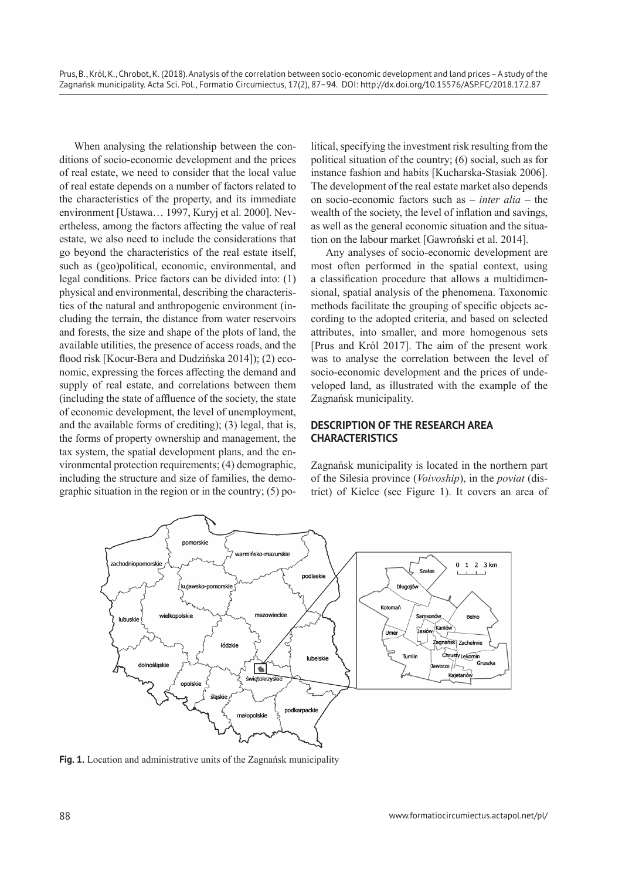When analysing the relationship between the conditions of socio-economic development and the prices of real estate, we need to consider that the local value of real estate depends on a number of factors related to the characteristics of the property, and its immediate environment [Ustawa… 1997, Kuryj et al. 2000]. Nevertheless, among the factors affecting the value of real estate, we also need to include the considerations that go beyond the characteristics of the real estate itself, such as (geo)political, economic, environmental, and legal conditions. Price factors can be divided into: (1) physical and environmental, describing the characteristics of the natural and anthropogenic environment (including the terrain, the distance from water reservoirs and forests, the size and shape of the plots of land, the available utilities, the presence of access roads, and the flood risk [Kocur-Bera and Dudzińska 2014]); (2) economic, expressing the forces affecting the demand and supply of real estate, and correlations between them (including the state of affluence of the society, the state of economic development, the level of unemployment, and the available forms of crediting); (3) legal, that is, the forms of property ownership and management, the tax system, the spatial development plans, and the environmental protection requirements; (4) demographic, including the structure and size of families, the demographic situation in the region or in the country; (5) political, specifying the investment risk resulting from the political situation of the country; (6) social, such as for instance fashion and habits [Kucharska-Stasiak 2006]. The development of the real estate market also depends on socio-economic factors such as – *inter alia* – the wealth of the society, the level of inflation and savings, as well as the general economic situation and the situation on the labour market [Gawroński et al. 2014].

Any analyses of socio-economic development are most often performed in the spatial context, using a classification procedure that allows a multidimensional, spatial analysis of the phenomena. Taxonomic methods facilitate the grouping of specific objects according to the adopted criteria, and based on selected attributes, into smaller, and more homogenous sets [Prus and Król 2017]. The aim of the present work was to analyse the correlation between the level of socio-economic development and the prices of undeveloped land, as illustrated with the example of the Zagnańsk municipality.

## DESCRIPTION OF THE RESEARCH AREA CHARACTERISTICS

Zagnańsk municipality is located in the northern part of the Silesia province (*Voivoship*), in the *poviat* (district) of Kielce (see Figure 1). It covers an area of

**Fig. 1.** Location and administrative units of the Zagnańsk municipality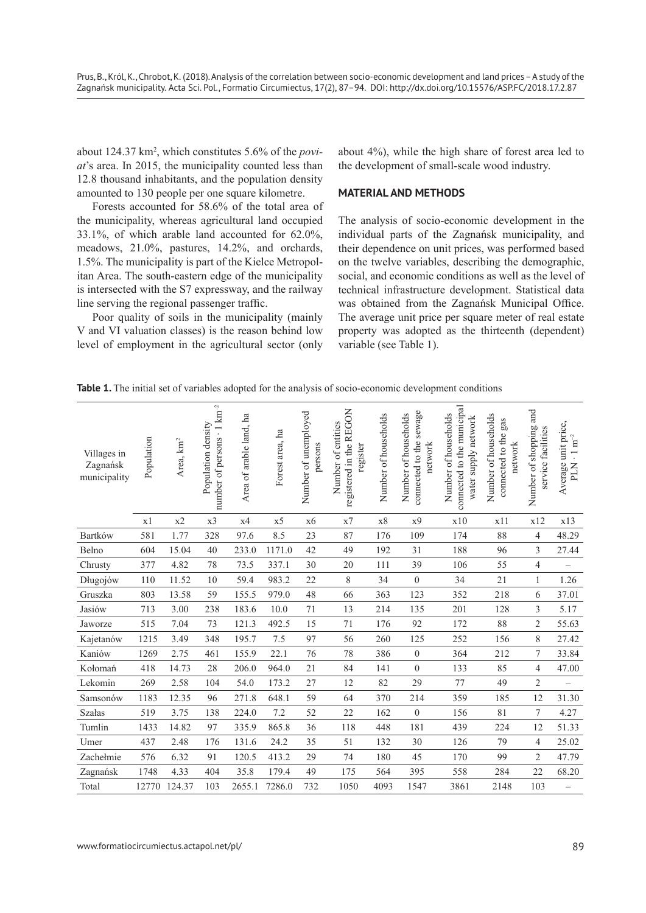about 124.37 km$^2$, which constitutes 5.6% of the *poviat*'s area. In 2015, the municipality counted less than 12.8 thousand inhabitants, and the population density amounted to 130 people per one square kilometre.

Forests accounted for 58.6% of the total area of the municipality, whereas agricultural land occupied 33.1%, of which arable land accounted for 62.0%, meadows, 21.0%, pastures, 14.2%, and orchards, 1.5%. The municipality is part of the Kielce Metropolitan Area. The south-eastern edge of the municipality is intersected with the S7 expressway, and the railway line serving the regional passenger traffic.

Poor quality of soils in the municipality (mainly V and VI valuation classes) is the reason behind low level of employment in the agricultural sector (only about 4%), while the high share of forest area led to the development of small-scale wood industry.

## MATERIAL AND METHODS

The analysis of socio-economic development in the individual parts of the Zagnańsk municipality, and their dependence on unit prices, was performed based on the twelve variables, describing the demographic, social, and economic conditions as well as the level of technical infrastructure development. Statistical data was obtained from the Zagnańsk Municipal Office. The average unit price per square meter of real estate property was adopted as the thirteenth (dependent) variable (see Table 1).

**Table 1.** The initial set of variables adopted for the analysis of socio-economic development conditions

| Villages in Zagnańsk municipality | Population | Area, km$^2$ | Population density number of persons · 1 km$^{-2}$ | Area of arable land, ha | Forest area, ha | Number of unemployed persons | Number of entities registered in the REGON register | Number of households | Number of households connected to the sewage network | Number of households connected to the municipal water supply network | Number of households connected to the gas network | Number of shopping and service facilities | Average unit price, PLN · 1 m$^{-2}$ |
|---|---|---|---|---|---|---|---|---|---|---|---|---|---|
| | x1 | x2 | x3 | x4 | x5 | x6 | x7 | x8 | x9 | x10 | x11 | x12 | x13 |
| Bartków | 581 | 1.77 | 328 | 97.6 | 8.5 | 23 | 87 | 176 | 109 | 174 | 88 | 4 | 48.29 |
| Belno | 604 | 15.04 | 40 | 233.0 | 1171.0 | 42 | 49 | 192 | 31 | 188 | 96 | 3 | 27.44 |
| Chrusty | 377 | 4.82 | 78 | 73.5 | 337.1 | 30 | 20 | 111 | 39 | 106 | 55 | 4 | – |
| Długojów | 110 | 11.52 | 10 | 59.4 | 983.2 | 22 | 8 | 34 | 0 | 34 | 21 | 1 | 1.26 |
| Gruszka | 803 | 13.58 | 59 | 155.5 | 979.0 | 48 | 66 | 363 | 123 | 352 | 218 | 6 | 37.01 |
| Jasiów | 713 | 3.00 | 238 | 183.6 | 10.0 | 71 | 13 | 214 | 135 | 201 | 128 | 3 | 5.17 |
| Jaworze | 515 | 7.04 | 73 | 121.3 | 492.5 | 15 | 71 | 176 | 92 | 172 | 88 | 2 | 55.63 |
| Kajetanów | 1215 | 3.49 | 348 | 195.7 | 7.5 | 97 | 56 | 260 | 125 | 252 | 156 | 8 | 27.42 |
| Kaniów | 1269 | 2.75 | 461 | 155.9 | 22.1 | 76 | 78 | 386 | 0 | 364 | 212 | 7 | 33.84 |
| Kołomań | 418 | 14.73 | 28 | 206.0 | 964.0 | 21 | 84 | 141 | 0 | 133 | 85 | 4 | 47.00 |
| Lekomin | 269 | 2.58 | 104 | 54.0 | 173.2 | 27 | 12 | 82 | 29 | 77 | 49 | 2 | – |
| Samsonów | 1183 | 12.35 | 96 | 271.8 | 648.1 | 59 | 64 | 370 | 214 | 359 | 185 | 12 | 31.30 |
| Szałas | 519 | 3.75 | 138 | 224.0 | 7.2 | 52 | 22 | 162 | 0 | 156 | 81 | 7 | 4.27 |
| Tumlin | 1433 | 14.82 | 97 | 335.9 | 865.8 | 36 | 118 | 448 | 181 | 439 | 224 | 12 | 51.33 |
| Umer | 437 | 2.48 | 176 | 131.6 | 24.2 | 35 | 51 | 132 | 30 | 126 | 79 | 4 | 25.02 |
| Zachełmie | 576 | 6.32 | 91 | 120.5 | 413.2 | 29 | 74 | 180 | 45 | 170 | 99 | 2 | 47.79 |
| Zagnańsk | 1748 | 4.33 | 404 | 35.8 | 179.4 | 49 | 175 | 564 | 395 | 558 | 284 | 22 | 68.20 |
| Total | 12770 | 124.37 | 103 | 2655.1 | 7286.0 | 732 | 1050 | 4093 | 1547 | 3861 | 2148 | 103 | – |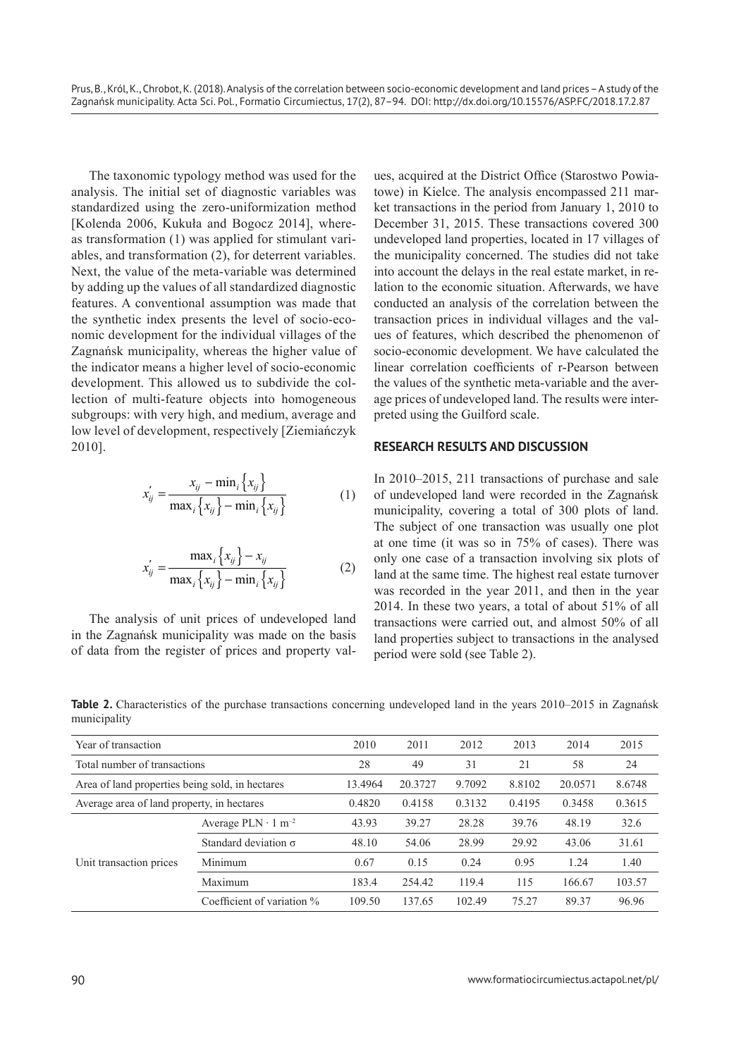The taxonomic typology method was used for the analysis. The initial set of diagnostic variables was standardized using the zero-uniformization method [Kolenda 2006, Kukuła and Bogocz 2014], whereas transformation (1) was applied for stimulant variables, and transformation (2), for deterrent variables. Next, the value of the meta-variable was determined by adding up the values of all standardized diagnostic features. A conventional assumption was made that the synthetic index presents the level of socio-economic development for the individual villages of the Zagnańsk municipality, whereas the higher value of the indicator means a higher level of socio-economic development. This allowed us to subdivide the collection of multi-feature objects into homogeneous subgroups: with very high, and medium, average and low level of development, respectively [Ziemiańczyk 2010].

$$x_{ij}^{'} = \frac{x_{ij} - \min_i \left\{x_{ij}\right\}}{\max_i \left\{x_{ij}\right\} - \min_i \left\{x_{ij}\right\}} \quad (1)$$

$$x_{ij}^{'} = \frac{\max_i \left\{x_{ij}\right\} - x_{ij}}{\max_i \left\{x_{ij}\right\} - \min_i \left\{x_{ij}\right\}} \quad (2)$$

The analysis of unit prices of undeveloped land in the Zagnańsk municipality was made on the basis of data from the register of prices and property values, acquired at the District Office (Starostwo Powiatowe) in Kielce. The analysis encompassed 211 market transactions in the period from January 1, 2010 to December 31, 2015. These transactions covered 300 undeveloped land properties, located in 17 villages of the municipality concerned. The studies did not take into account the delays in the real estate market, in relation to the economic situation. Afterwards, we have conducted an analysis of the correlation between the transaction prices in individual villages and the values of features, which described the phenomenon of socio-economic development. We have calculated the linear correlation coefficients of r-Pearson between the values of the synthetic meta-variable and the average prices of undeveloped land. The results were interpreted using the Guilford scale.

## RESEARCH RESULTS AND DISCUSSION

In 2010–2015, 211 transactions of purchase and sale of undeveloped land were recorded in the Zagnańsk municipality, covering a total of 300 plots of land. The subject of one transaction was usually one plot at one time (it was so in 75% of cases). There was only one case of a transaction involving six plots of land at the same time. The highest real estate turnover was recorded in the year 2011, and then in the year 2014. In these two years, a total of about 51% of all transactions were carried out, and almost 50% of all land properties subject to transactions in the analysed period were sold (see Table 2).

**Table 2.** Characteristics of the purchase transactions concerning undeveloped land in the years 2010–2015 in Zagnańsk municipality

| Year of transaction | | 2010 | 2011 | 2012 | 2013 | 2014 | 2015 |
|---|---|---|---|---|---|---|---|
| Total number of transactions | | 28 | 49 | 31 | 21 | 58 | 24 |
| Area of land properties being sold, in hectares | | 13.4964 | 20.3727 | 9.7092 | 8.8102 | 20.0571 | 8.6748 |
| Average area of land property, in hectares | | 0.4820 | 0.4158 | 0.3132 | 0.4195 | 0.3458 | 0.3615 |
| Unit transaction prices | Average PLN $\cdot$ 1 m$^{-2}$ | 43.93 | 39.27 | 28.28 | 39.76 | 48.19 | 32.6 |
| | Standard deviation $\sigma$ | 48.10 | 54.06 | 28.99 | 29.92 | 43.06 | 31.61 |
| | Minimum | 0.67 | 0.15 | 0.24 | 0.95 | 1.24 | 1.40 |
| | Maximum | 183.4 | 254.42 | 119.4 | 115 | 166.67 | 103.57 |
| | Coefficient of variation % | 109.50 | 137.65 | 102.49 | 75.27 | 89.37 | 96.96 |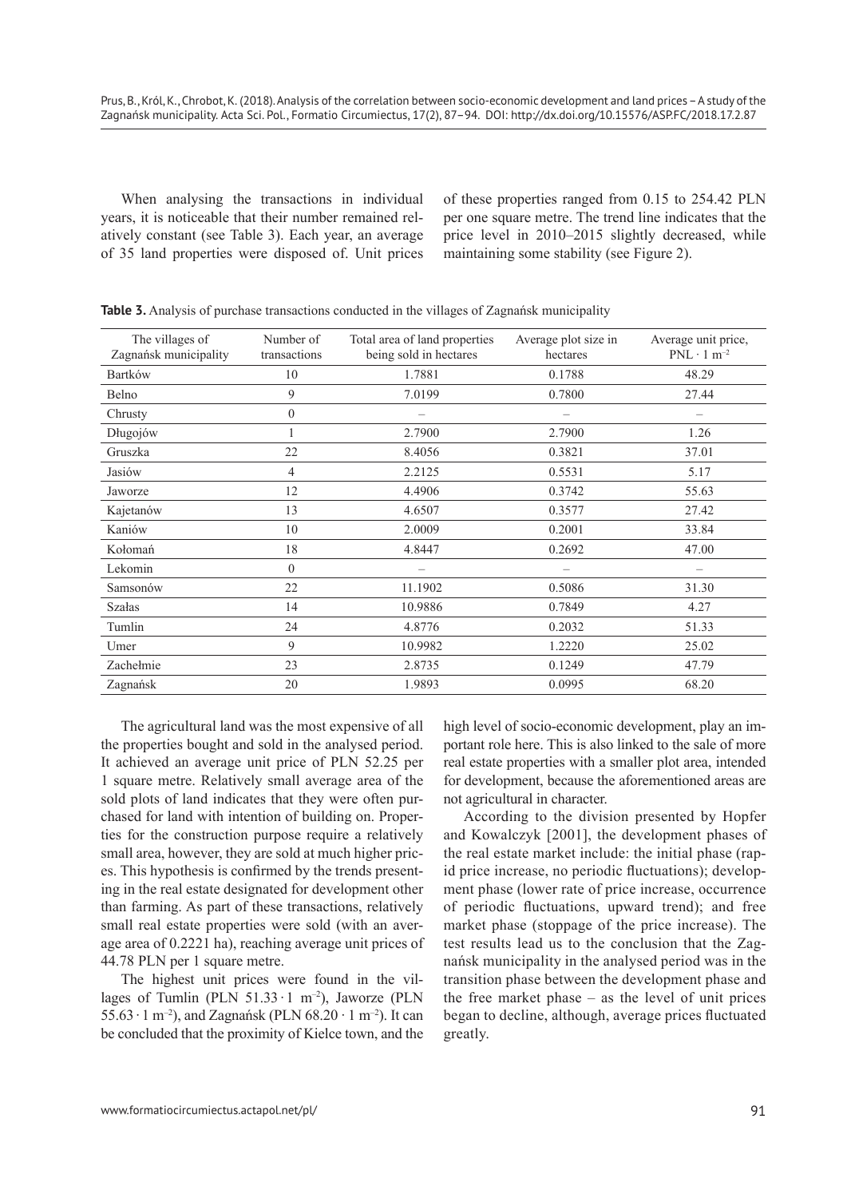When analysing the transactions in individual years, it is noticeable that their number remained relatively constant (see Table 3). Each year, an average of 35 land properties were disposed of. Unit prices of these properties ranged from 0.15 to 254.42 PLN per one square metre. The trend line indicates that the price level in 2010–2015 slightly decreased, while maintaining some stability (see Figure 2).

**Table 3.** Analysis of purchase transactions conducted in the villages of Zagnańsk municipality

| The villages of Zagnańsk municipality | Number of transactions | Total area of land properties being sold in hectares | Average plot size in hectares | Average unit price, $PNL \cdot 1\ m^{-2}$ |
|---|---|---|---|---|
| Bartków | 10 | 1.7881 | 0.1788 | 48.29 |
| Belno | 9 | 7.0199 | 0.7800 | 27.44 |
| Chrusty | 0 | – | – | – |
| Długojów | 1 | 2.7900 | 2.7900 | 1.26 |
| Gruszka | 22 | 8.4056 | 0.3821 | 37.01 |
| Jasiów | 4 | 2.2125 | 0.5531 | 5.17 |
| Jaworze | 12 | 4.4906 | 0.3742 | 55.63 |
| Kajetanów | 13 | 4.6507 | 0.3577 | 27.42 |
| Kaniów | 10 | 2.0009 | 0.2001 | 33.84 |
| Kołomań | 18 | 4.8447 | 0.2692 | 47.00 |
| Lekomin | 0 | – | – | – |
| Samsonów | 22 | 11.1902 | 0.5086 | 31.30 |
| Szałas | 14 | 10.9886 | 0.7849 | 4.27 |
| Tumlin | 24 | 4.8776 | 0.2032 | 51.33 |
| Umer | 9 | 10.9982 | 1.2220 | 25.02 |
| Zachełmie | 23 | 2.8735 | 0.1249 | 47.79 |
| Zagnańsk | 20 | 1.9893 | 0.0995 | 68.20 |

The agricultural land was the most expensive of all the properties bought and sold in the analysed period. It achieved an average unit price of PLN 52.25 per 1 square metre. Relatively small average area of the sold plots of land indicates that they were often purchased for land with intention of building on. Properties for the construction purpose require a relatively small area, however, they are sold at much higher prices. This hypothesis is confirmed by the trends presenting in the real estate designated for development other than farming. As part of these transactions, relatively small real estate properties were sold (with an average area of 0.2221 ha), reaching average unit prices of 44.78 PLN per 1 square metre.

The highest unit prices were found in the villages of Tumlin (PLN $51.33 \cdot 1\ m^{-2}$), Jaworze (PLN $55.63 \cdot 1\ m^{-2}$), and Zagnańsk (PLN $68.20 \cdot 1\ m^{-2}$). It can be concluded that the proximity of Kielce town, and the high level of socio-economic development, play an important role here. This is also linked to the sale of more real estate properties with a smaller plot area, intended for development, because the aforementioned areas are not agricultural in character.

According to the division presented by Hopfer and Kowalczyk [2001], the development phases of the real estate market include: the initial phase (rapid price increase, no periodic fluctuations); development phase (lower rate of price increase, occurrence of periodic fluctuations, upward trend); and free market phase (stoppage of the price increase). The test results lead us to the conclusion that the Zagnańsk municipality in the analysed period was in the transition phase between the development phase and the free market phase – as the level of unit prices began to decline, although, average prices fluctuated greatly.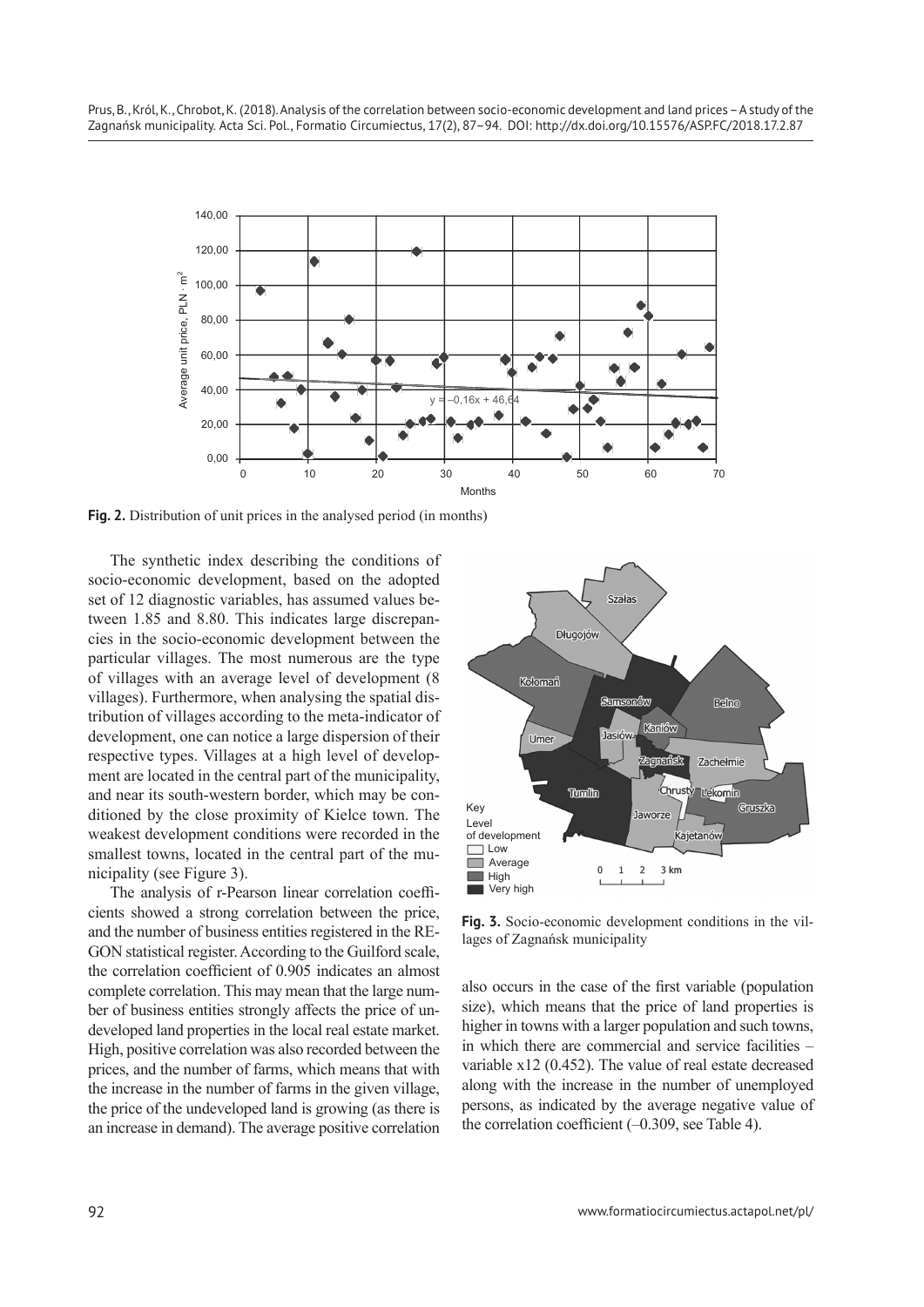**Fig. 2.** Distribution of unit prices in the analysed period (in months)

The synthetic index describing the conditions of socio-economic development, based on the adopted set of 12 diagnostic variables, has assumed values between 1.85 and 8.80. This indicates large discrepancies in the socio-economic development between the particular villages. The most numerous are the type of villages with an average level of development (8 villages). Furthermore, when analysing the spatial distribution of villages according to the meta-indicator of development, one can notice a large dispersion of their respective types. Villages at a high level of development are located in the central part of the municipality, and near its south-western border, which may be conditioned by the close proximity of Kielce town. The weakest development conditions were recorded in the smallest towns, located in the central part of the municipality (see Figure 3).

**Fig. 3.** Socio-economic development conditions in the villages of Zagnańsk municipality

The analysis of r-Pearson linear correlation coefficients showed a strong correlation between the price, and the number of business entities registered in the REGON statistical register. According to the Guilford scale, the correlation coefficient of 0.905 indicates an almost complete correlation. This may mean that the large number of business entities strongly affects the price of undeveloped land properties in the local real estate market. High, positive correlation was also recorded between the prices, and the number of farms, which means that with the increase in the number of farms in the given village, the price of the undeveloped land is growing (as there is an increase in demand). The average positive correlation also occurs in the case of the first variable (population size), which means that the price of land properties is higher in towns with a larger population and such towns, in which there are commercial and service facilities – variable x12 (0.452). The value of real estate decreased along with the increase in the number of unemployed persons, as indicated by the average negative value of the correlation coefficient (–0.309, see Table 4).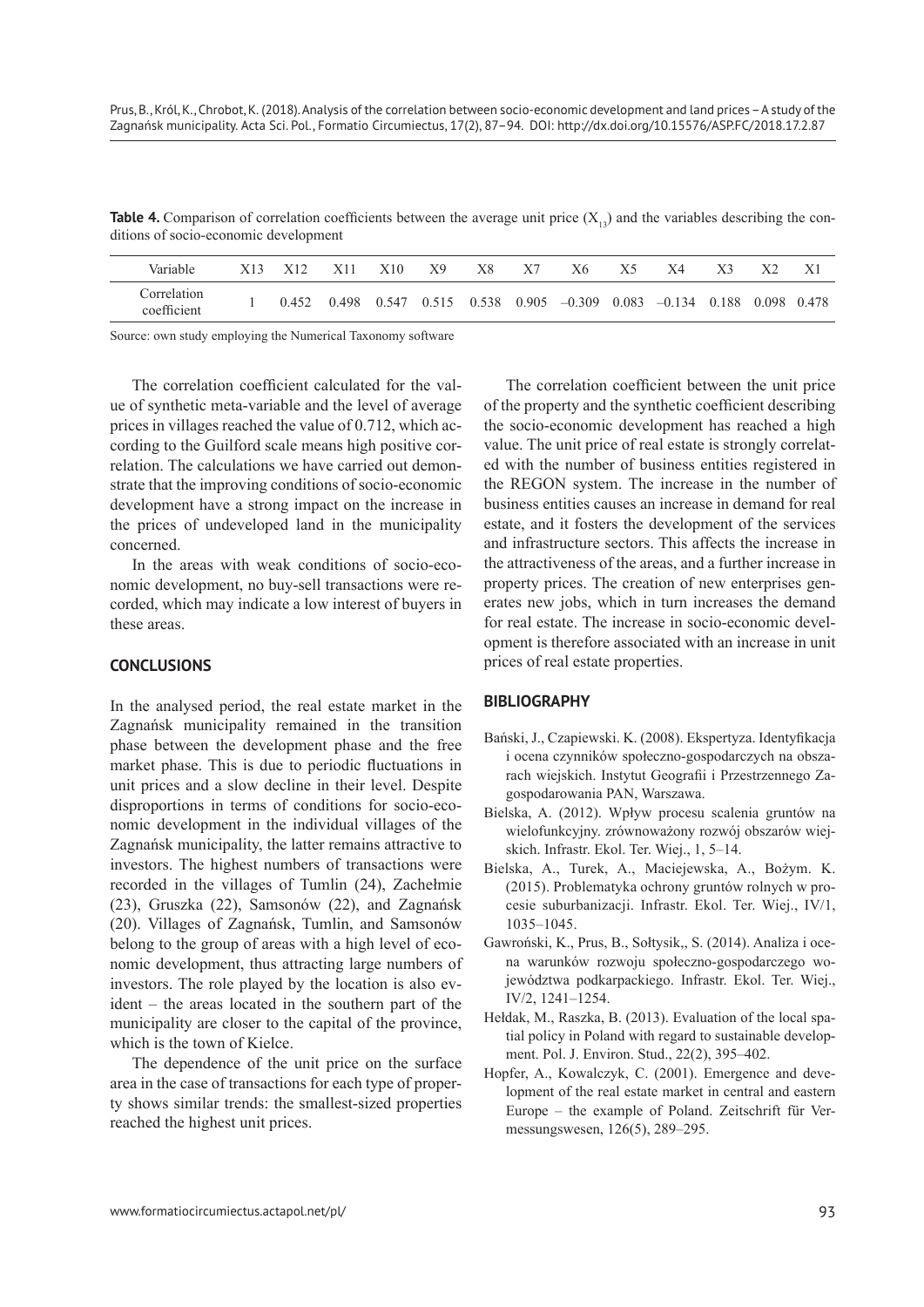**Table 4.** Comparison of correlation coefficients between the average unit price ($X_{13}$) and the variables describing the conditions of socio-economic development

| Variable | X13 | X12 | X11 | X10 | X9 | X8 | X7 | X6 | X5 | X4 | X3 | X2 | X1 |
|---|---|---|---|---|---|---|---|---|---|---|---|---|---|
| Correlation coefficient | 1 | 0.452 | 0.498 | 0.547 | 0.515 | 0.538 | 0.905 | –0.309 | 0.083 | –0.134 | 0.188 | 0.098 | 0.478 |

Source: own study employing the Numerical Taxonomy software

The correlation coefficient calculated for the value of synthetic meta-variable and the level of average prices in villages reached the value of 0.712, which according to the Guilford scale means high positive correlation. The calculations we have carried out demonstrate that the improving conditions of socio-economic development have a strong impact on the increase in the prices of undeveloped land in the municipality concerned.

In the areas with weak conditions of socio-economic development, no buy-sell transactions were recorded, which may indicate a low interest of buyers in these areas.

## CONCLUSIONS

In the analysed period, the real estate market in the Zagnańsk municipality remained in the transition phase between the development phase and the free market phase. This is due to periodic fluctuations in unit prices and a slow decline in their level. Despite disproportions in terms of conditions for socio-economic development in the individual villages of the Zagnańsk municipality, the latter remains attractive to investors. The highest numbers of transactions were recorded in the villages of Tumlin (24), Zachełmie (23), Gruszka (22), Samsonów (22), and Zagnańsk (20). Villages of Zagnańsk, Tumlin, and Samsonów belong to the group of areas with a high level of economic development, thus attracting large numbers of investors. The role played by the location is also evident – the areas located in the southern part of the municipality are closer to the capital of the province, which is the town of Kielce.

The dependence of the unit price on the surface area in the case of transactions for each type of property shows similar trends: the smallest-sized properties reached the highest unit prices.

The correlation coefficient between the unit price of the property and the synthetic coefficient describing the socio-economic development has reached a high value. The unit price of real estate is strongly correlated with the number of business entities registered in the REGON system. The increase in the number of business entities causes an increase in demand for real estate, and it fosters the development of the services and infrastructure sectors. This affects the increase in the attractiveness of the areas, and a further increase in property prices. The creation of new enterprises generates new jobs, which in turn increases the demand for real estate. The increase in socio-economic development is therefore associated with an increase in unit prices of real estate properties.

## BIBLIOGRAPHY

Bański, J., Czapiewski. K. (2008). Ekspertyza. Identyfikacja i ocena czynników społeczno-gospodarczych na obszarach wiejskich. Instytut Geografii i Przestrzennego Zagospodarowania PAN, Warszawa.

Bielska, A. (2012). Wpływ procesu scalenia gruntów na wielofunkcyjny. zrównoważony rozwój obszarów wiejskich. Infrastr. Ekol. Ter. Wiej., 1, 5–14.

Bielska, A., Turek, A., Maciejewska, A., Bożym. K. (2015). Problematyka ochrony gruntów rolnych w procesie suburbanizacji. Infrastr. Ekol. Ter. Wiej., IV/1, 1035–1045.

Gawroński, K., Prus, B., Sołtysik,, S. (2014). Analiza i ocena warunków rozwoju społeczno-gospodarczego województwa podkarpackiego. Infrastr. Ekol. Ter. Wiej., IV/2, 1241–1254.

Hełdak, M., Raszka, B. (2013). Evaluation of the local spatial policy in Poland with regard to sustainable development. Pol. J. Environ. Stud., 22(2), 395–402.

Hopfer, A., Kowalczyk, C. (2001). Emergence and development of the real estate market in central and eastern Europe – the example of Poland. Zeitschrift für Vermessungswesen, 126(5), 289–295.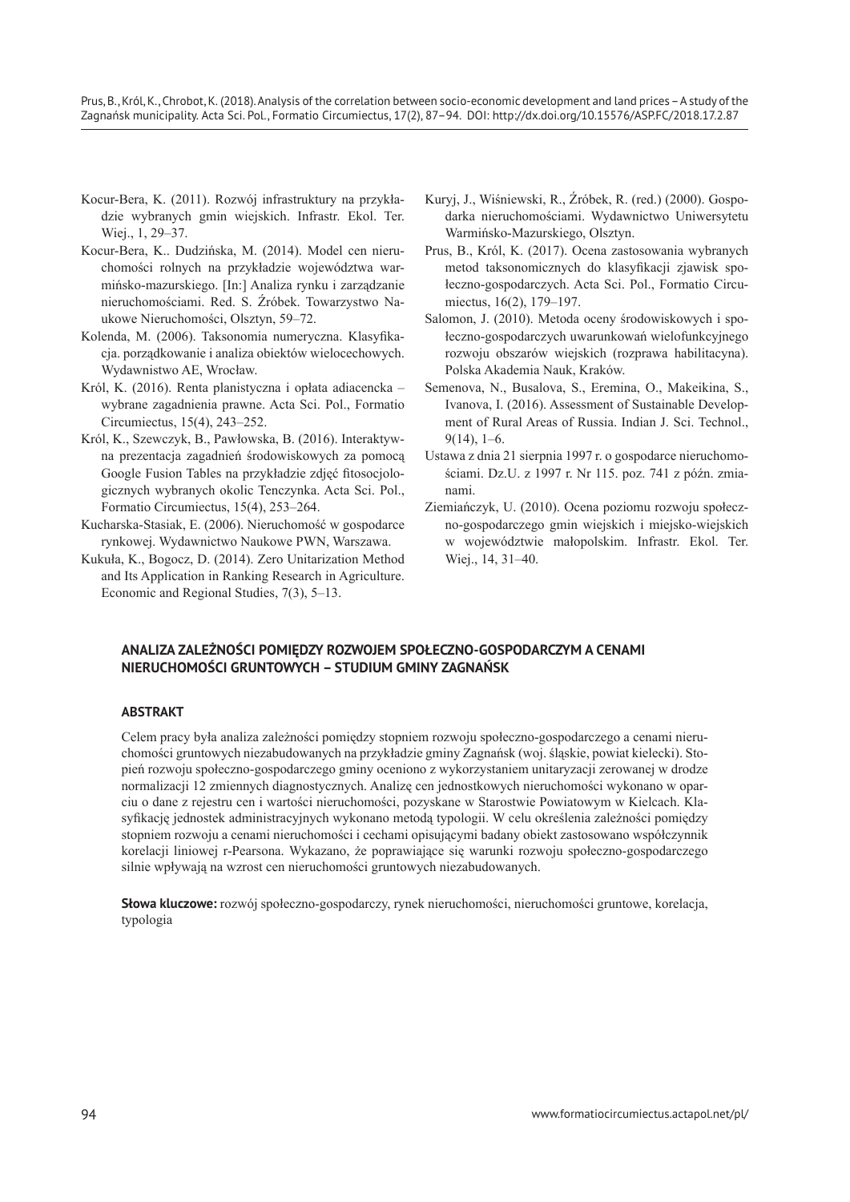Kocur-Bera, K. (2011). Rozwój infrastruktury na przykładzie wybranych gmin wiejskich. Infrastr. Ekol. Ter. Wiej., 1, 29–37.

Kocur-Bera, K.. Dudzińska, M. (2014). Model cen nieruchomości rolnych na przykładzie województwa warmińsko-mazurskiego. [In:] Analiza rynku i zarządzanie nieruchomościami. Red. S. Źróbek. Towarzystwo Naukowe Nieruchomości, Olsztyn, 59–72.

Kolenda, M. (2006). Taksonomia numeryczna. Klasyfikacja. porządkowanie i analiza obiektów wielocechowych. Wydawnistwo AE, Wrocław.

Król, K. (2016). Renta planistyczna i opłata adiacencka – wybrane zagadnienia prawne. Acta Sci. Pol., Formatio Circumiectus, 15(4), 243–252.

Król, K., Szewczyk, B., Pawłowska, B. (2016). Interaktywna prezentacja zagadnień środowiskowych za pomocą Google Fusion Tables na przykładzie zdjęć fitosocjologicznych wybranych okolic Tenczynka. Acta Sci. Pol., Formatio Circumiectus, 15(4), 253–264.

Kucharska-Stasiak, E. (2006). Nieruchomość w gospodarce rynkowej. Wydawnictwo Naukowe PWN, Warszawa.

Kukuła, K., Bogocz, D. (2014). Zero Unitarization Method and Its Application in Ranking Research in Agriculture. Economic and Regional Studies, 7(3), 5–13.

Kuryj, J., Wiśniewski, R., Źróbek, R. (red.) (2000). Gospodarka nieruchomościami. Wydawnictwo Uniwersytetu Warmińsko-Mazurskiego, Olsztyn.

Prus, B., Król, K. (2017). Ocena zastosowania wybranych metod taksonomicznych do klasyfikacji zjawisk społeczno-gospodarczych. Acta Sci. Pol., Formatio Circumiectus, 16(2), 179–197.

Salomon, J. (2010). Metoda oceny środowiskowych i społeczno-gospodarczych uwarunkowań wielofunkcyjnego rozwoju obszarów wiejskich (rozprawa habilitacyna). Polska Akademia Nauk, Kraków.

Semenova, N., Busalova, S., Eremina, O., Makeikina, S., Ivanova, I. (2016). Assessment of Sustainable Development of Rural Areas of Russia. Indian J. Sci. Technol., 9(14), 1–6.

Ustawa z dnia 21 sierpnia 1997 r. o gospodarce nieruchomościami. Dz.U. z 1997 r. Nr 115. poz. 741 z późn. zmianami.

Ziemiańczyk, U. (2010). Ocena poziomu rozwoju społeczno-gospodarczego gmin wiejskich i miejsko-wiejskich w województwie małopolskim. Infrastr. Ekol. Ter. Wiej., 14, 31–40.

## ANALIZA ZALEŻNOŚCI POMIĘDZY ROZWOJEM SPOŁECZNO-GOSPODARCZYM A CENAMI NIERUCHOMOŚCI GRUNTOWYCH – STUDIUM GMINY ZAGNAŃSK

### ABSTRAKT

Celem pracy była analiza zależności pomiędzy stopniem rozwoju społeczno-gospodarczego a cenami nieruchomości gruntowych niezabudowanych na przykładzie gminy Zagnańsk (woj. śląskie, powiat kielecki). Stopień rozwoju społeczno-gospodarczego gminy oceniono z wykorzystaniem unitaryzacji zerowanej w drodze normalizacji 12 zmiennych diagnostycznych. Analizę cen jednostkowych nieruchomości wykonano w oparciu o dane z rejestru cen i wartości nieruchomości, pozyskane w Starostwie Powiatowym w Kielcach. Klasyfikację jednostek administracyjnych wykonano metodą typologii. W celu określenia zależności pomiędzy stopniem rozwoju a cenami nieruchomości i cechami opisującymi badany obiekt zastosowano współczynnik korelacji liniowej r-Pearsona. Wykazano, że poprawiające się warunki rozwoju społeczno-gospodarczego silnie wpływają na wzrost cen nieruchomości gruntowych niezabudowanych.

**Słowa kluczowe:** rozwój społeczno-gospodarczy, rynek nieruchomości, nieruchomości gruntowe, korelacja, typologia